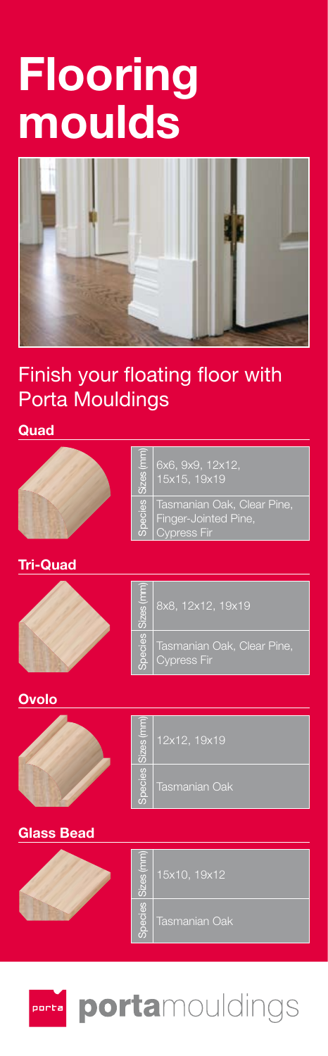# Flooring moulds

## Finish your floating floor with Porta Mouldings

### Quad

| | |
|---|---|
| Sizes (mm) | 6x6, 9x9, 12x12, 15x15, 19x19 |
| Species | Tasmanian Oak, Clear Pine, Finger-Jointed Pine, Cypress Fir |

### Tri-Quad

| | |
|---|---|
| Sizes (mm) | 8x8, 12x12, 19x19 |
| Species | Tasmanian Oak, Clear Pine, Cypress Fir |

### Ovolo

| | |
|---|---|
| Sizes (mm) | 12x12, 19x19 |
| Species | Tasmanian Oak |

### Glass Bead

| | |
|---|---|
| Sizes (mm) | 15x10, 19x12 |
| Species | Tasmanian Oak |

porta **porta**mouldings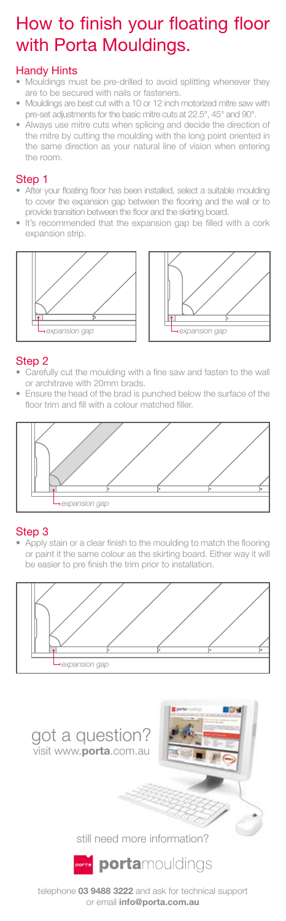# How to finish your floating floor with Porta Mouldings.

### Handy Hints

- Mouldings must be pre-drilled to avoid splitting whenever they are to be secured with nails or fasteners.
- Mouldings are best cut with a 10 or 12 inch motorized mitre saw with pre-set adjustments for the basic mitre cuts at 22.5°, 45° and 90°.
- Always use mitre cuts when splicing and decide the direction of the mitre by cutting the moulding with the long point oriented in the same direction as your natural line of vision when entering the room.

### Step 1

- After your floating floor has been installed, select a suitable moulding to cover the expansion gap between the flooring and the wall or to provide transition between the floor and the skirting board.
- It's recommended that the expansion gap be filled with a cork expansion strip.

*expansion gap*

*expansion gap*

### Step 2

- Carefully cut the moulding with a fine saw and fasten to the wall or architrave with 20mm brads.
- Ensure the head of the brad is punched below the surface of the floor trim and fill with a colour matched filler.

*expansion gap*

### Step 3

- Apply stain or a clear finish to the moulding to match the flooring or paint it the same colour as the skirting board. Either way it will be easier to pre finish the trim prior to installation.

*expansion gap*

got a question?
visit www.**porta**.com.au

still need more information?

**porta**mouldings

telephone **03 9488 3222** and ask for technical support
or email **info@porta.com.au**